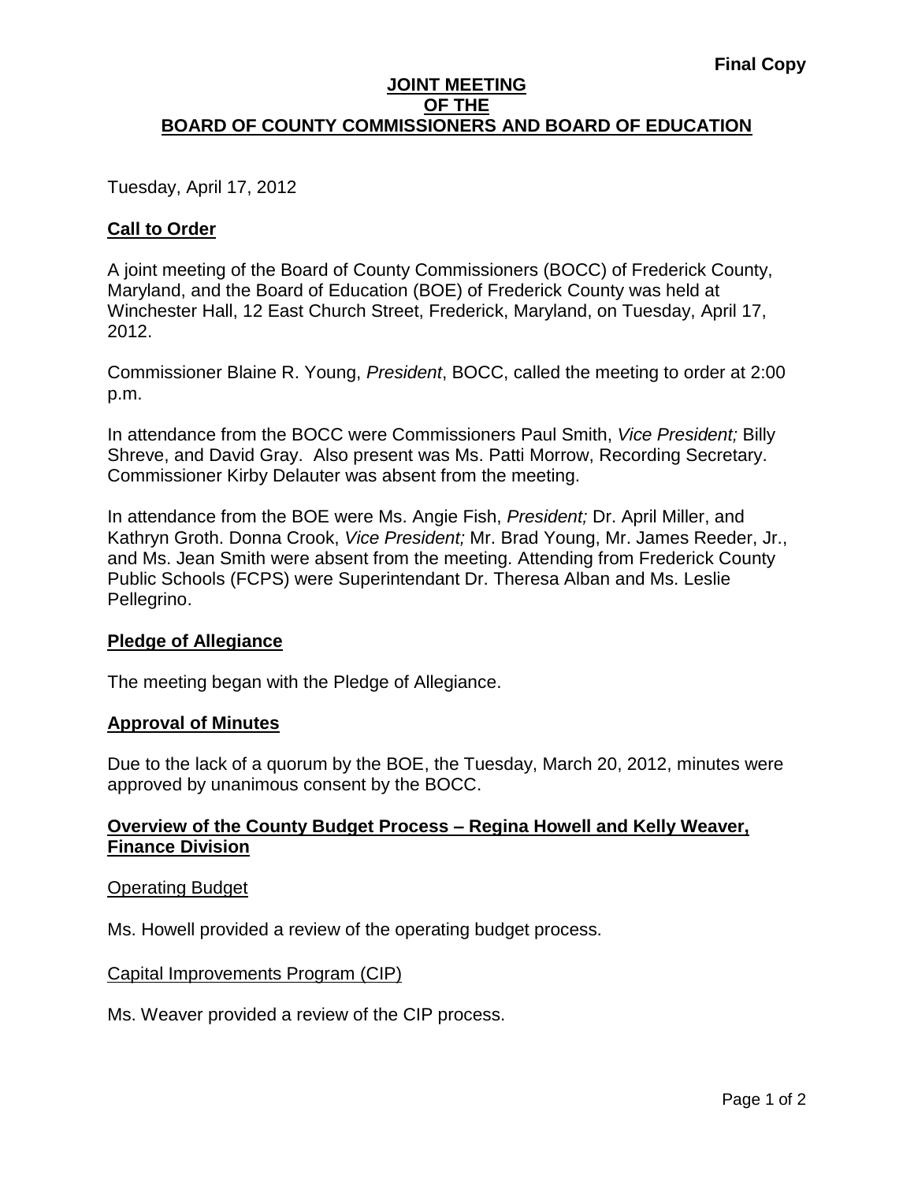**Final Copy**

# JOINT MEETING OF THE BOARD OF COUNTY COMMISSIONERS AND BOARD OF EDUCATION

Tuesday, April 17, 2012

## Call to Order

A joint meeting of the Board of County Commissioners (BOCC) of Frederick County, Maryland, and the Board of Education (BOE) of Frederick County was held at Winchester Hall, 12 East Church Street, Frederick, Maryland, on Tuesday, April 17, 2012.

Commissioner Blaine R. Young, *President*, BOCC, called the meeting to order at 2:00 p.m.

In attendance from the BOCC were Commissioners Paul Smith, *Vice President;* Billy Shreve, and David Gray. Also present was Ms. Patti Morrow, Recording Secretary. Commissioner Kirby Delauter was absent from the meeting.

In attendance from the BOE were Ms. Angie Fish, *President;* Dr. April Miller, and Kathryn Groth. Donna Crook, *Vice President;* Mr. Brad Young, Mr. James Reeder, Jr., and Ms. Jean Smith were absent from the meeting. Attending from Frederick County Public Schools (FCPS) were Superintendant Dr. Theresa Alban and Ms. Leslie Pellegrino.

## Pledge of Allegiance

The meeting began with the Pledge of Allegiance.

## Approval of Minutes

Due to the lack of a quorum by the BOE, the Tuesday, March 20, 2012, minutes were approved by unanimous consent by the BOCC.

## Overview of the County Budget Process – Regina Howell and Kelly Weaver, Finance Division

### Operating Budget

Ms. Howell provided a review of the operating budget process.

### Capital Improvements Program (CIP)

Ms. Weaver provided a review of the CIP process.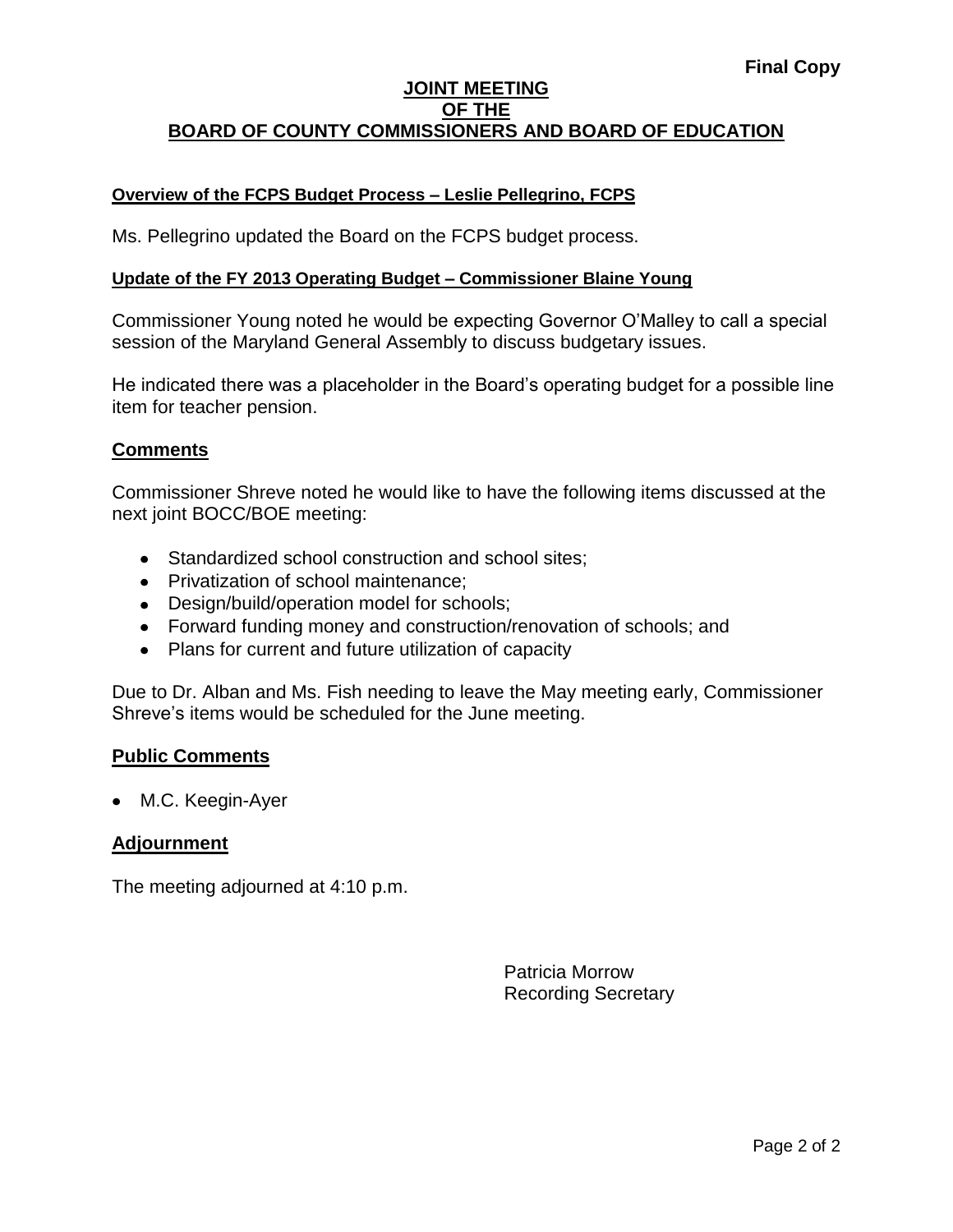**Final Copy**

# JOINT MEETING OF THE BOARD OF COUNTY COMMISSIONERS AND BOARD OF EDUCATION

### Overview of the FCPS Budget Process – Leslie Pellegrino, FCPS

Ms. Pellegrino updated the Board on the FCPS budget process.

### Update of the FY 2013 Operating Budget – Commissioner Blaine Young

Commissioner Young noted he would be expecting Governor O'Malley to call a special session of the Maryland General Assembly to discuss budgetary issues.

He indicated there was a placeholder in the Board's operating budget for a possible line item for teacher pension.

## Comments

Commissioner Shreve noted he would like to have the following items discussed at the next joint BOCC/BOE meeting:

- Standardized school construction and school sites;
- Privatization of school maintenance;
- Design/build/operation model for schools;
- Forward funding money and construction/renovation of schools; and
- Plans for current and future utilization of capacity

Due to Dr. Alban and Ms. Fish needing to leave the May meeting early, Commissioner Shreve's items would be scheduled for the June meeting.

## Public Comments

- M.C. Keegin-Ayer

## Adjournment

The meeting adjourned at 4:10 p.m.

Patricia Morrow
Recording Secretary